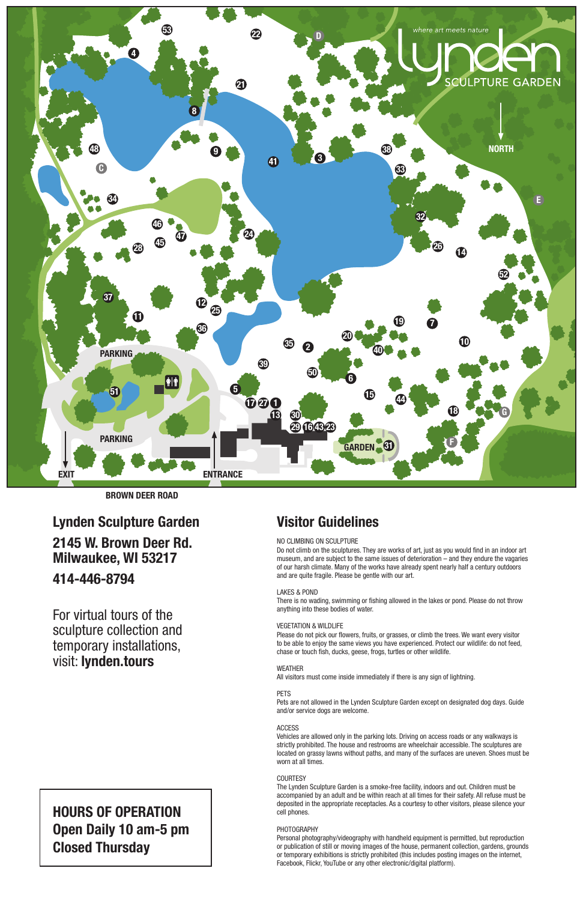where art meets nature

lynden SCULPTURE GARDEN

NORTH

PARKING

PARKING

GARDEN

EXIT

ENTRANCE

BROWN DEER ROAD

## Lynden Sculpture Garden

**2145 W. Brown Deer Rd.**
**Milwaukee, WI 53217**

**414-446-8794**

For virtual tours of the sculpture collection and temporary installations, visit: **lynden.tours**

## HOURS OF OPERATION
**Open Daily 10 am-5 pm**
**Closed Thursday**

## Visitor Guidelines

NO CLIMBING ON SCULPTURE

Do not climb on the sculptures. They are works of art, just as you would find in an indoor art museum, and are subject to the same issues of deterioration – and they endure the vagaries of our harsh climate. Many of the works have already spent nearly half a century outdoors and are quite fragile. Please be gentle with our art.

LAKES & POND

There is no wading, swimming or fishing allowed in the lakes or pond. Please do not throw anything into these bodies of water.

VEGETATION & WILDLIFE

Please do not pick our flowers, fruits, or grasses, or climb the trees. We want every visitor to be able to enjoy the same views you have experienced. Protect our wildlife: do not feed, chase or touch fish, ducks, geese, frogs, turtles or other wildlife.

WEATHER

All visitors must come inside immediately if there is any sign of lightning.

PETS

Pets are not allowed in the Lynden Sculpture Garden except on designated dog days. Guide and/or service dogs are welcome.

ACCESS

Vehicles are allowed only in the parking lots. Driving on access roads or any walkways is strictly prohibited. The house and restrooms are wheelchair accessible. The sculptures are located on grassy lawns without paths, and many of the surfaces are uneven. Shoes must be worn at all times.

COURTESY

The Lynden Sculpture Garden is a smoke-free facility, indoors and out. Children must be accompanied by an adult and be within reach at all times for their safety. All refuse must be deposited in the appropriate receptacles. As a courtesy to other visitors, please silence your cell phones.

PHOTOGRAPHY

Personal photography/videography with handheld equipment is permitted, but reproduction or publication of still or moving images of the house, permanent collection, gardens, grounds or temporary exhibitions is strictly prohibited (this includes posting images on the internet, Facebook, Flickr, YouTube or any other electronic/digital platform).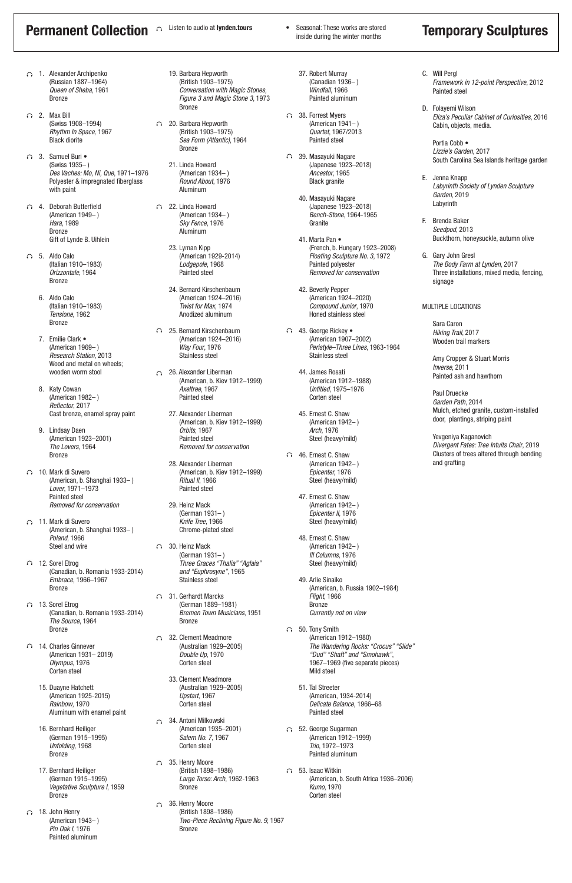## Permanent Collection

🎧 Listen to audio at **lynden.tours**

• Seasonal: These works are stored inside during the winter months

1. 🎧 Alexander Archipenko
   (Russian 1887–1964)
   *Queen of Sheba*, 1961
   Bronze

2. 🎧 Max Bill
   (Swiss 1908–1994)
   *Rhythm In Space*, 1967
   Black diorite

3. 🎧 Samuel Buri •
   (Swiss 1935– )
   *Des Vaches: Mo, Ni, Que*, 1971–1976
   Polyester & impregnated fiberglass with paint

4. 🎧 Deborah Butterfield
   (American 1949– )
   *Hara*, 1989
   Bronze
   Gift of Lynde B. Uihlein

5. 🎧 Aldo Calo
   (Italian 1910–1983)
   *Orizzontale*, 1964
   Bronze

6. Aldo Calo
   (Italian 1910–1983)
   *Tensione*, 1962
   Bronze

7. Emilie Clark •
   (American 1969– )
   *Research Station*, 2013
   Wood and metal on wheels; wooden worm stool

8. Katy Cowan
   (American 1982– )
   *Reflector*, 2017
   Cast bronze, enamel spray paint

9. Lindsay Daen
   (American 1923–2001)
   *The Lovers*, 1964
   Bronze

10. 🎧 Mark di Suvero
    (American, b. Shanghai 1933– )
    *Lover*, 1971–1973
    Painted steel
    *Removed for conservation*

11. 🎧 Mark di Suvero
    (American, b. Shanghai 1933– )
    *Poland*, 1966
    Steel and wire

12. 🎧 Sorel Etrog
    (Canadian, b. Romania 1933-2014)
    *Embrace*, 1966–1967
    Bronze

13. 🎧 Sorel Etrog
    (Canadian, b. Romania 1933-2014)
    *The Source*, 1964
    Bronze

14. 🎧 Charles Ginnever
    (American 1931– 2019)
    *Olympus*, 1976
    Corten steel

15. Duayne Hatchett
    (American 1925-2015)
    *Rainbow*, 1970
    Aluminum with enamel paint

16. Bernhard Heiliger
    (German 1915–1995)
    *Unfolding*, 1968
    Bronze

17. Bernhard Heiliger
    (German 1915–1995)
    *Vegetative Sculpture I*, 1959
    Bronze

18. 🎧 John Henry
    (American 1943– )
    *Pin Oak I*, 1976
    Painted aluminum

19. Barbara Hepworth
    (British 1903–1975)
    *Conversation with Magic Stones, Figure 3 and Magic Stone 3*, 1973
    Bronze

20. 🎧 Barbara Hepworth
    (British 1903–1975)
    *Sea Form (Atlantic)*, 1964
    Bronze

21. Linda Howard
    (American 1934– )
    *Round About*, 1976
    Aluminum

22. 🎧 Linda Howard
    (American 1934– )
    *Sky Fence*, 1976
    Aluminum

23. Lyman Kipp
    (American 1929-2014)
    *Lodgepole*, 1968
    Painted steel

24. Bernard Kirschenbaum
    (American 1924–2016)
    *Twist for Max*, 1974
    Anodized aluminum

25. 🎧 Bernard Kirschenbaum
    (American 1924–2016)
    *Way Four*, 1976
    Stainless steel

26. 🎧 Alexander Liberman
    (American, b. Kiev 1912–1999)
    *Axeltree*, 1967
    Painted steel

27. Alexander Liberman
    (American, b. Kiev 1912–1999)
    *Orbits*, 1967
    Painted steel
    *Removed for conservation*

28. Alexander Liberman
    (American, b. Kiev 1912–1999)
    *Ritual II*, 1966
    Painted steel

29. Heinz Mack
    (German 1931– )
    *Knife Tree*, 1966
    Chrome-plated steel

30. 🎧 Heinz Mack
    (German 1931– )
    *Three Graces "Thalia" "Aglaia" and "Euphrosyne"*, 1965
    Stainless steel

31. 🎧 Gerhardt Marcks
    (German 1889–1981)
    *Bremen Town Musicians*, 1951
    Bronze

32. 🎧 Clement Meadmore
    (Australian 1929–2005)
    *Double Up*, 1970
    Corten steel

33. Clement Meadmore
    (Australian 1929–2005)
    *Upstart*, 1967
    Corten steel

34. 🎧 Antoni Milkowski
    (American 1935–2001)
    *Salem No. 7*, 1967
    Corten steel

35. 🎧 Henry Moore
    (British 1898–1986)
    *Large Torso: Arch*, 1962-1963
    Bronze

36. 🎧 Henry Moore
    (British 1898–1986)
    *Two-Piece Reclining Figure No. 9*, 1967
    Bronze

37. Robert Murray
    (Canadian 1936– )
    *Windfall*, 1966
    Painted aluminum

38. 🎧 Forrest Myers
    (American 1941– )
    *Quartet*, 1967/2013
    Painted steel

39. 🎧 Masayuki Nagare
    (Japanese 1923–2018)
    *Ancestor*, 1965
    Black granite

40. Masayuki Nagare
    (Japanese 1923–2018)
    *Bench-Stone*, 1964-1965
    Granite

41. Marta Pan •
    (French, b. Hungary 1923–2008)
    *Floating Sculpture No. 3*, 1972
    Painted polyester
    *Removed for conservation*

42. Beverly Pepper
    (American 1924–2020)
    *Compound Junior*, 1970
    Honed stainless steel

43. 🎧 George Rickey •
    (American 1907–2002)
    *Peristyle–Three Lines*, 1963-1964
    Stainless steel

44. James Rosati
    (American 1912–1988)
    *Untitled*, 1975–1976
    Corten steel

45. Ernest C. Shaw
    (American 1942– )
    *Arch*, 1976
    Steel (heavy/mild)

46. 🎧 Ernest C. Shaw
    (American 1942– )
    *Epicenter*, 1976
    Steel (heavy/mild)

47. Ernest C. Shaw
    (American 1942– )
    *Epicenter II*, 1976
    Steel (heavy/mild)

48. Ernest C. Shaw
    (American 1942– )
    *III Columns*, 1976
    Steel (heavy/mild)

49. Arlie Sinaiko
    (American, b. Russia 1902–1984)
    *Flight*, 1966
    Bronze
    *Currently not on view*

50. 🎧 Tony Smith
    (American 1912–1980)
    *The Wandering Rocks: "Crocus" "Slide" "Dud" "Shaft" and "Smohawk"*, 1967–1969 (five separate pieces)
    Mild steel

51. Tal Streeter
    (American, 1934-2014)
    *Delicate Balance*, 1966–68
    Painted steel

52. 🎧 George Sugarman
    (American 1912–1999)
    *Trio*, 1972–1973
    Painted aluminum

53. 🎧 Isaac Witkin
    (American, b. South Africa 1936–2006)
    *Kumo*, 1970
    Corten steel

## Temporary Sculptures

C. Will Pergl
   *Framework in 12-point Perspective*, 2012
   Painted steel

D. Folayemi Wilson
   *Eliza's Peculiar Cabinet of Curiosities*, 2016
   Cabin, objects, media.

   Portia Cobb •
   *Lizzie's Garden*, 2017
   South Carolina Sea Islands heritage garden

E. Jenna Knapp
   *Labyrinth Society of Lynden Sculpture Garden*, 2019
   Labyrinth

F. Brenda Baker
   *Seedpod*, 2013
   Buckthorn, honeysuckle, autumn olive

G. Gary John Gresl
   *The Body Farm at Lynden*, 2017
   Three installations, mixed media, fencing, signage

MULTIPLE LOCATIONS

Sara Caron
*Hiking Trail*, 2017
Wooden trail markers

Amy Cropper & Stuart Morris
*Inverse*, 2011
Painted ash and hawthorn

Paul Druecke
*Garden Path*, 2014
Mulch, etched granite, custom-installed door, plantings, striping paint

Yevgeniya Kaganovich
*Divergent Fates: Tree Intuits Chair*, 2019
Clusters of trees altered through bending and grafting